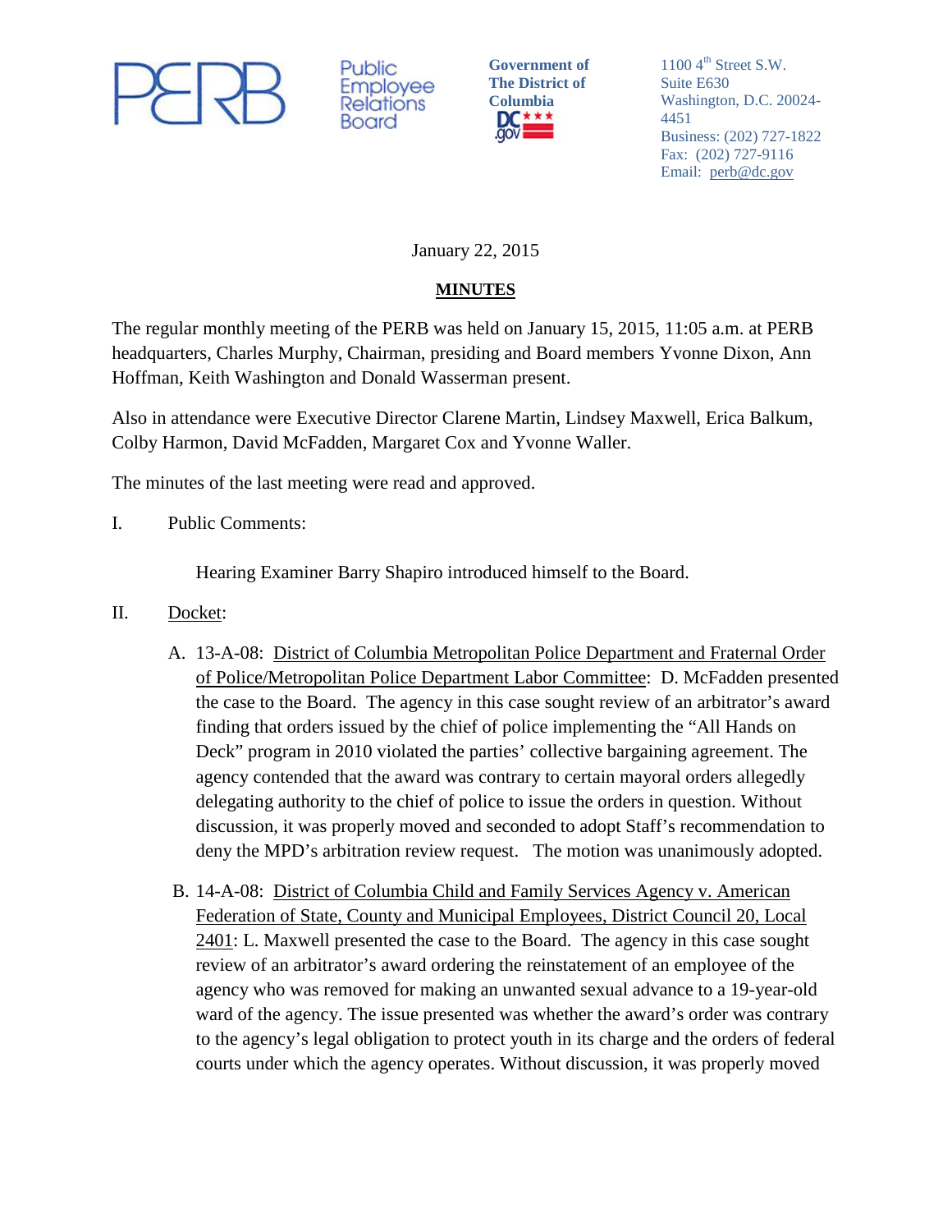PERB Public Employee Relations Board

**Government of The District of Columbia**

1100 4th Street S.W.
Suite E630
Washington, D.C. 20024-4451
Business: (202) 727-1822
Fax: (202) 727-9116
Email: perb@dc.gov

January 22, 2015

**MINUTES**

The regular monthly meeting of the PERB was held on January 15, 2015, 11:05 a.m. at PERB headquarters, Charles Murphy, Chairman, presiding and Board members Yvonne Dixon, Ann Hoffman, Keith Washington and Donald Wasserman present.

Also in attendance were Executive Director Clarene Martin, Lindsey Maxwell, Erica Balkum, Colby Harmon, David McFadden, Margaret Cox and Yvonne Waller.

The minutes of the last meeting were read and approved.

I. Public Comments:

Hearing Examiner Barry Shapiro introduced himself to the Board.

II. Docket:

A. 13-A-08: District of Columbia Metropolitan Police Department and Fraternal Order of Police/Metropolitan Police Department Labor Committee: D. McFadden presented the case to the Board. The agency in this case sought review of an arbitrator's award finding that orders issued by the chief of police implementing the "All Hands on Deck" program in 2010 violated the parties' collective bargaining agreement. The agency contended that the award was contrary to certain mayoral orders allegedly delegating authority to the chief of police to issue the orders in question. Without discussion, it was properly moved and seconded to adopt Staff's recommendation to deny the MPD's arbitration review request. The motion was unanimously adopted.

B. 14-A-08: District of Columbia Child and Family Services Agency v. American Federation of State, County and Municipal Employees, District Council 20, Local 2401: L. Maxwell presented the case to the Board. The agency in this case sought review of an arbitrator's award ordering the reinstatement of an employee of the agency who was removed for making an unwanted sexual advance to a 19-year-old ward of the agency. The issue presented was whether the award's order was contrary to the agency's legal obligation to protect youth in its charge and the orders of federal courts under which the agency operates. Without discussion, it was properly moved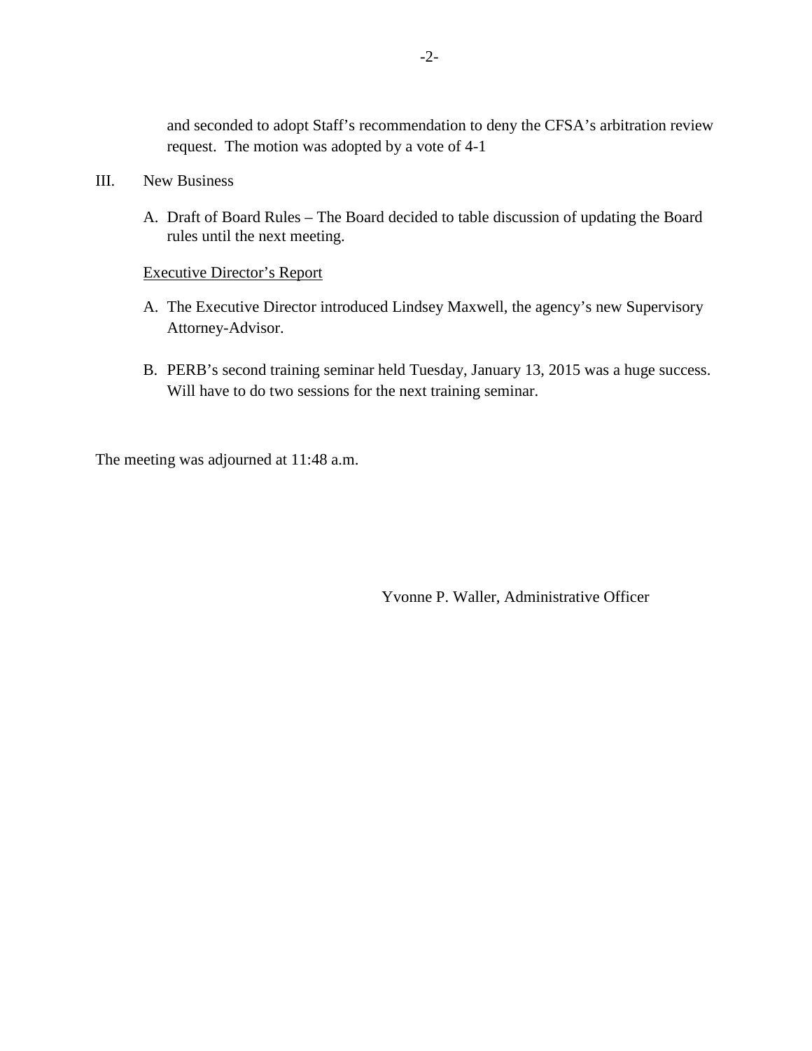and seconded to adopt Staff's recommendation to deny the CFSA's arbitration review request. The motion was adopted by a vote of 4-1

III. New Business

A. Draft of Board Rules – The Board decided to table discussion of updating the Board rules until the next meeting.

<u>Executive Director's Report</u>

A. The Executive Director introduced Lindsey Maxwell, the agency's new Supervisory Attorney-Advisor.

B. PERB's second training seminar held Tuesday, January 13, 2015 was a huge success. Will have to do two sessions for the next training seminar.

The meeting was adjourned at 11:48 a.m.

Yvonne P. Waller, Administrative Officer